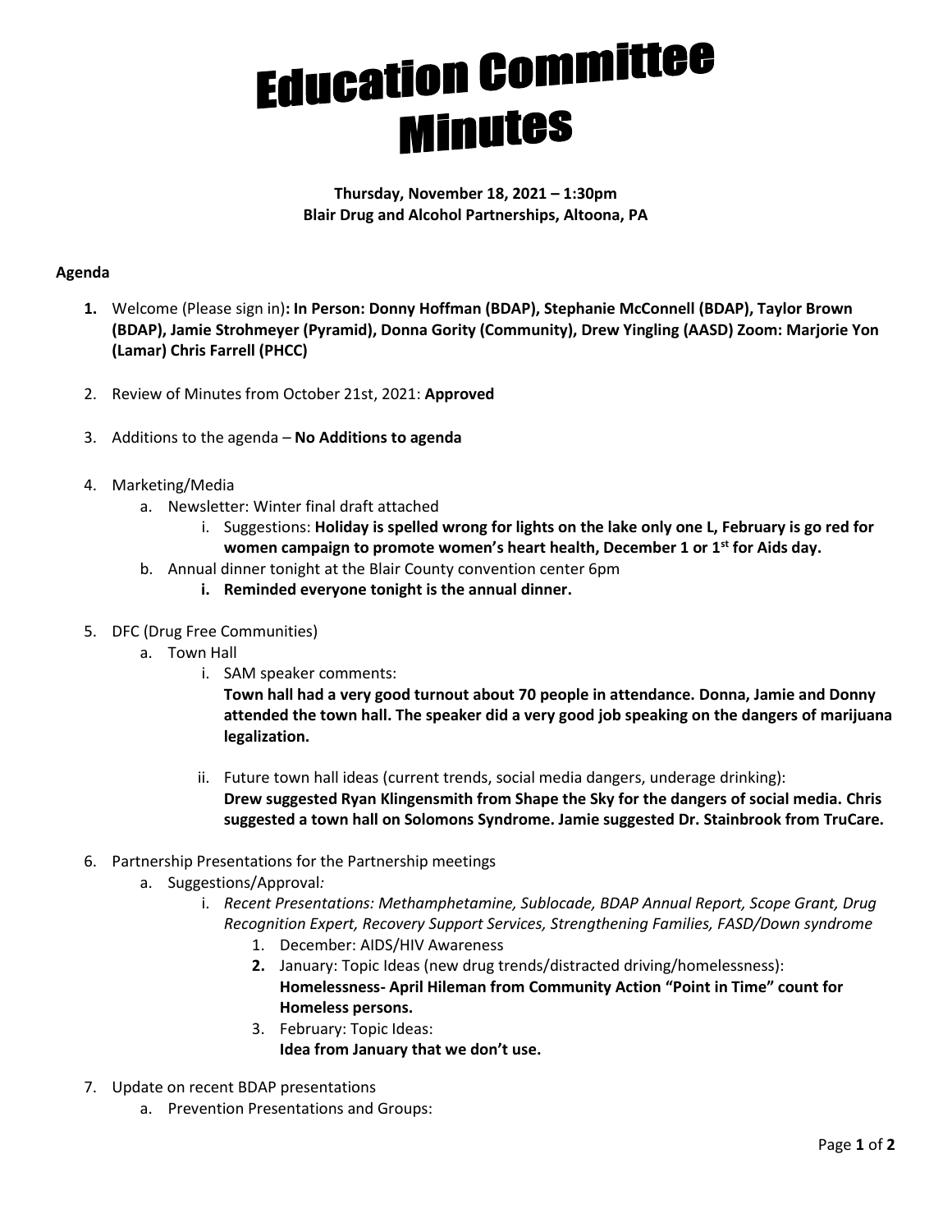# Education Committee Minutes

**Thursday, November 18, 2021 – 1:30pm**
**Blair Drug and Alcohol Partnerships, Altoona, PA**

**Agenda**

1. Welcome (Please sign in)**: In Person: Donny Hoffman (BDAP), Stephanie McConnell (BDAP), Taylor Brown (BDAP), Jamie Strohmeyer (Pyramid), Donna Gority (Community), Drew Yingling (AASD) Zoom: Marjorie Yon (Lamar) Chris Farrell (PHCC)**

2. Review of Minutes from October 21st, 2021: **Approved**

3. Additions to the agenda – **No Additions to agenda**

4. Marketing/Media
    a. Newsletter: Winter final draft attached
        i. Suggestions: **Holiday is spelled wrong for lights on the lake only one L, February is go red for women campaign to promote women's heart health, December 1 or 1st for Aids day.**
    b. Annual dinner tonight at the Blair County convention center 6pm
        i. **Reminded everyone tonight is the annual dinner.**

5. DFC (Drug Free Communities)
    a. Town Hall
        i. SAM speaker comments:
        **Town hall had a very good turnout about 70 people in attendance. Donna, Jamie and Donny attended the town hall. The speaker did a very good job speaking on the dangers of marijuana legalization.**
        ii. Future town hall ideas (current trends, social media dangers, underage drinking):
        **Drew suggested Ryan Klingensmith from Shape the Sky for the dangers of social media. Chris suggested a town hall on Solomons Syndrome. Jamie suggested Dr. Stainbrook from TruCare.**

6. Partnership Presentations for the Partnership meetings
    a. Suggestions/Approval*:*
        i. *Recent Presentations: Methamphetamine, Sublocade, BDAP Annual Report, Scope Grant, Drug Recognition Expert, Recovery Support Services, Strengthening Families, FASD/Down syndrome*
            1. December: AIDS/HIV Awareness
            2. January: Topic Ideas (new drug trends/distracted driving/homelessness): **Homelessness- April Hileman from Community Action "Point in Time" count for Homeless persons.**
            3. February: Topic Ideas: **Idea from January that we don't use.**

7. Update on recent BDAP presentations
    a. Prevention Presentations and Groups: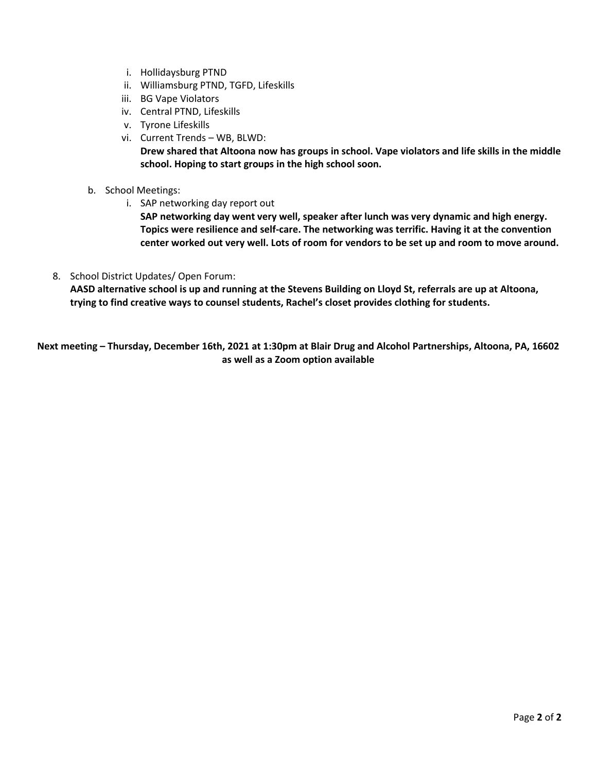i. Hollidaysburg PTND
   ii. Williamsburg PTND, TGFD, Lifeskills
   iii. BG Vape Violators
   iv. Central PTND, Lifeskills
   v. Tyrone Lifeskills
   vi. Current Trends – WB, BLWD:
   **Drew shared that Altoona now has groups in school. Vape violators and life skills in the middle school. Hoping to start groups in the high school soon.**

b. School Meetings:
   i. SAP networking day report out
   **SAP networking day went very well, speaker after lunch was very dynamic and high energy. Topics were resilience and self-care. The networking was terrific. Having it at the convention center worked out very well. Lots of room for vendors to be set up and room to move around.**

8. School District Updates/ Open Forum:
**AASD alternative school is up and running at the Stevens Building on Lloyd St, referrals are up at Altoona, trying to find creative ways to counsel students, Rachel's closet provides clothing for students.**

**Next meeting – Thursday, December 16th, 2021 at 1:30pm at Blair Drug and Alcohol Partnerships, Altoona, PA, 16602 as well as a Zoom option available**